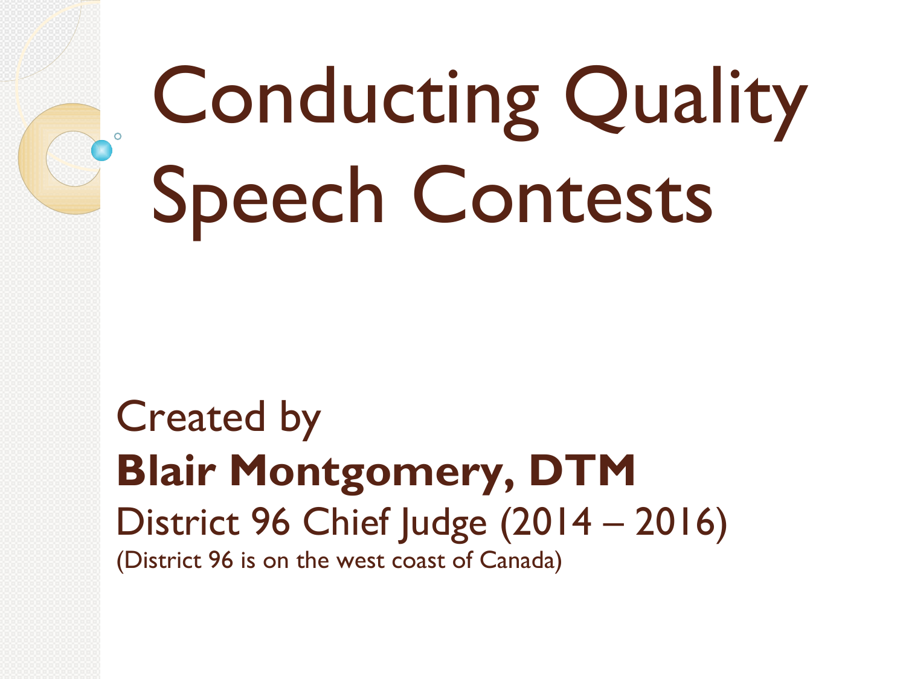# Conducting Quality Speech Contests

Created by

**Blair Montgomery, DTM**

District 96 Chief Judge (2014 – 2016)

(District 96 is on the west coast of Canada)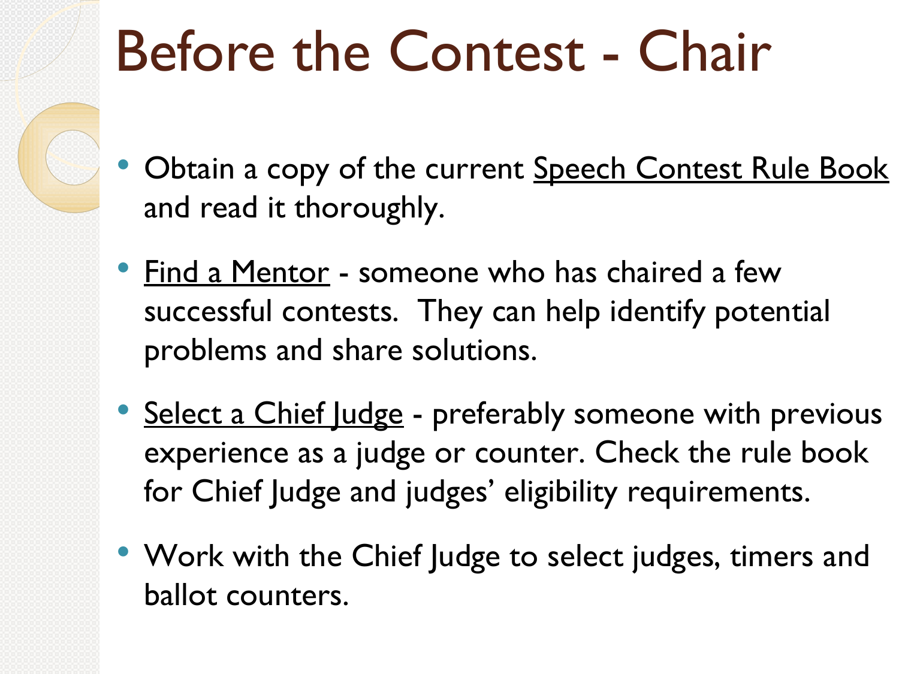# Before the Contest - Chair

- Obtain a copy of the current Speech Contest Rule Book and read it thoroughly.
- Find a Mentor - someone who has chaired a few successful contests. They can help identify potential problems and share solutions.
- Select a Chief Judge - preferably someone with previous experience as a judge or counter. Check the rule book for Chief Judge and judges' eligibility requirements.
- Work with the Chief Judge to select judges, timers and ballot counters.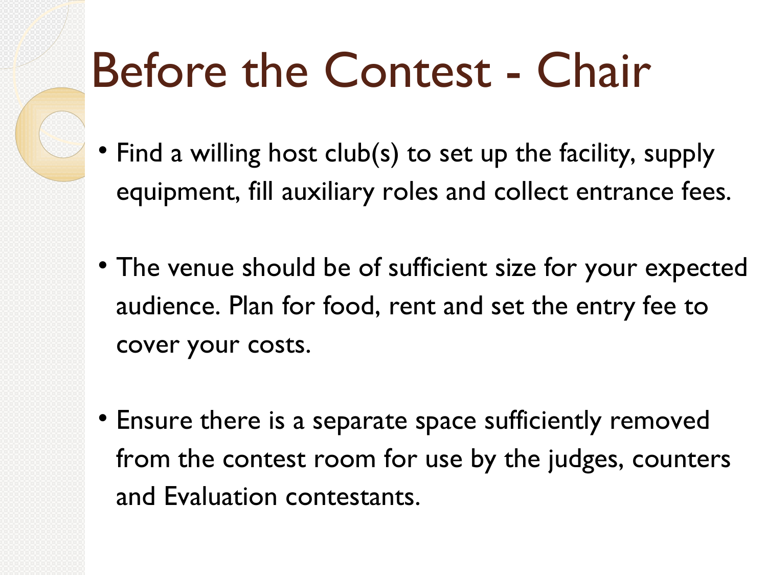# Before the Contest - Chair

- Find a willing host club(s) to set up the facility, supply equipment, fill auxiliary roles and collect entrance fees.

- The venue should be of sufficient size for your expected audience. Plan for food, rent and set the entry fee to cover your costs.

- Ensure there is a separate space sufficiently removed from the contest room for use by the judges, counters and Evaluation contestants.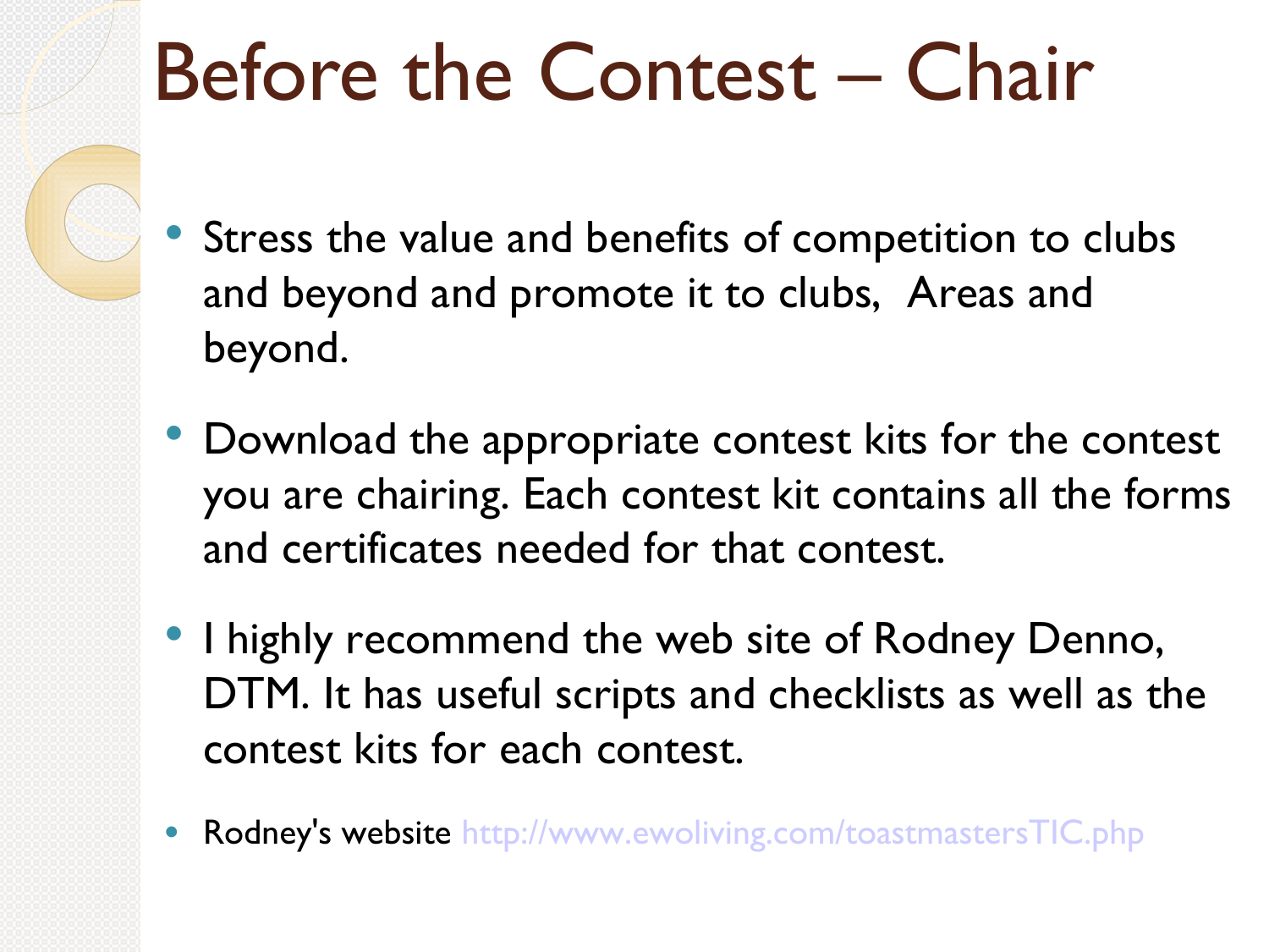# Before the Contest – Chair

- Stress the value and benefits of competition to clubs and beyond and promote it to clubs, Areas and beyond.
- Download the appropriate contest kits for the contest you are chairing. Each contest kit contains all the forms and certificates needed for that contest.
- I highly recommend the web site of Rodney Denno, DTM. It has useful scripts and checklists as well as the contest kits for each contest.
- Rodney's website http://www.ewoliving.com/toastmastersTIC.php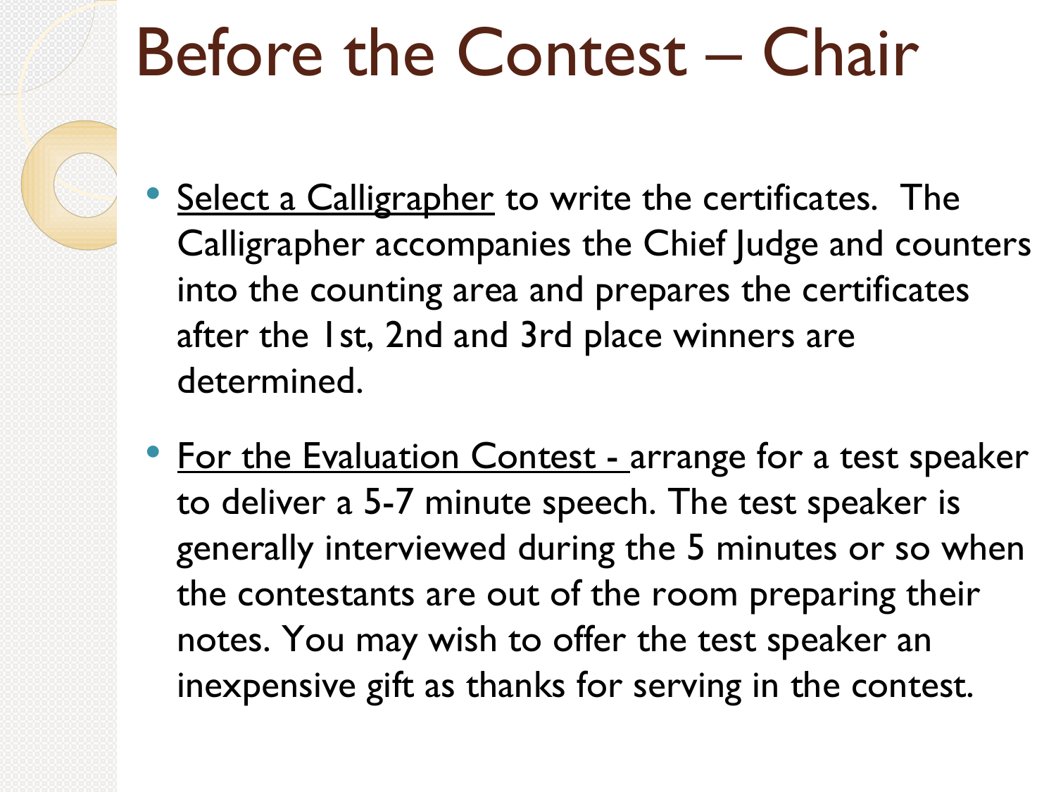# Before the Contest – Chair

- Select a Calligrapher to write the certificates. The Calligrapher accompanies the Chief Judge and counters into the counting area and prepares the certificates after the 1st, 2nd and 3rd place winners are determined.
- For the Evaluation Contest - arrange for a test speaker to deliver a 5-7 minute speech. The test speaker is generally interviewed during the 5 minutes or so when the contestants are out of the room preparing their notes. You may wish to offer the test speaker an inexpensive gift as thanks for serving in the contest.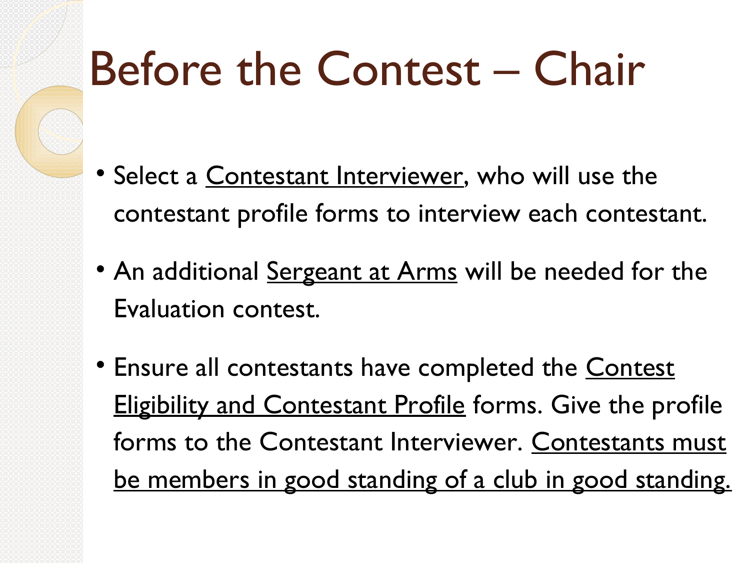# Before the Contest – Chair

- Select a Contestant Interviewer, who will use the contestant profile forms to interview each contestant.
- An additional Sergeant at Arms will be needed for the Evaluation contest.
- Ensure all contestants have completed the Contest Eligibility and Contestant Profile forms. Give the profile forms to the Contestant Interviewer. Contestants must be members in good standing of a club in good standing.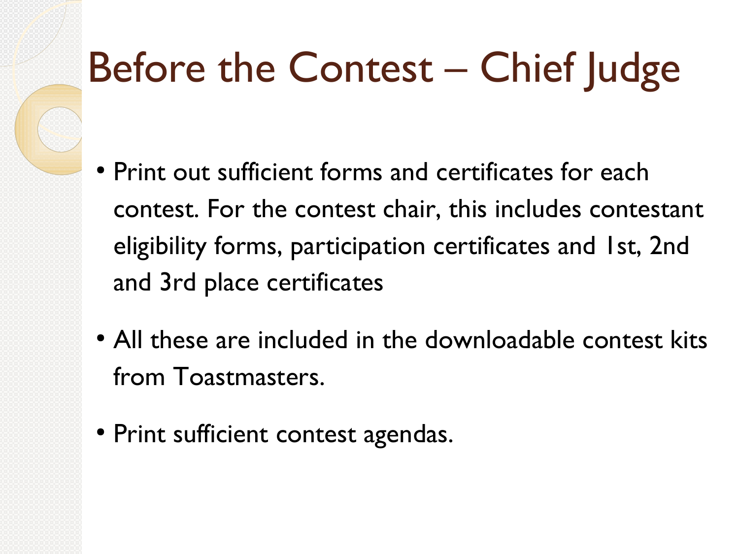# Before the Contest – Chief Judge

- Print out sufficient forms and certificates for each contest. For the contest chair, this includes contestant eligibility forms, participation certificates and 1st, 2nd and 3rd place certificates
- All these are included in the downloadable contest kits from Toastmasters.
- Print sufficient contest agendas.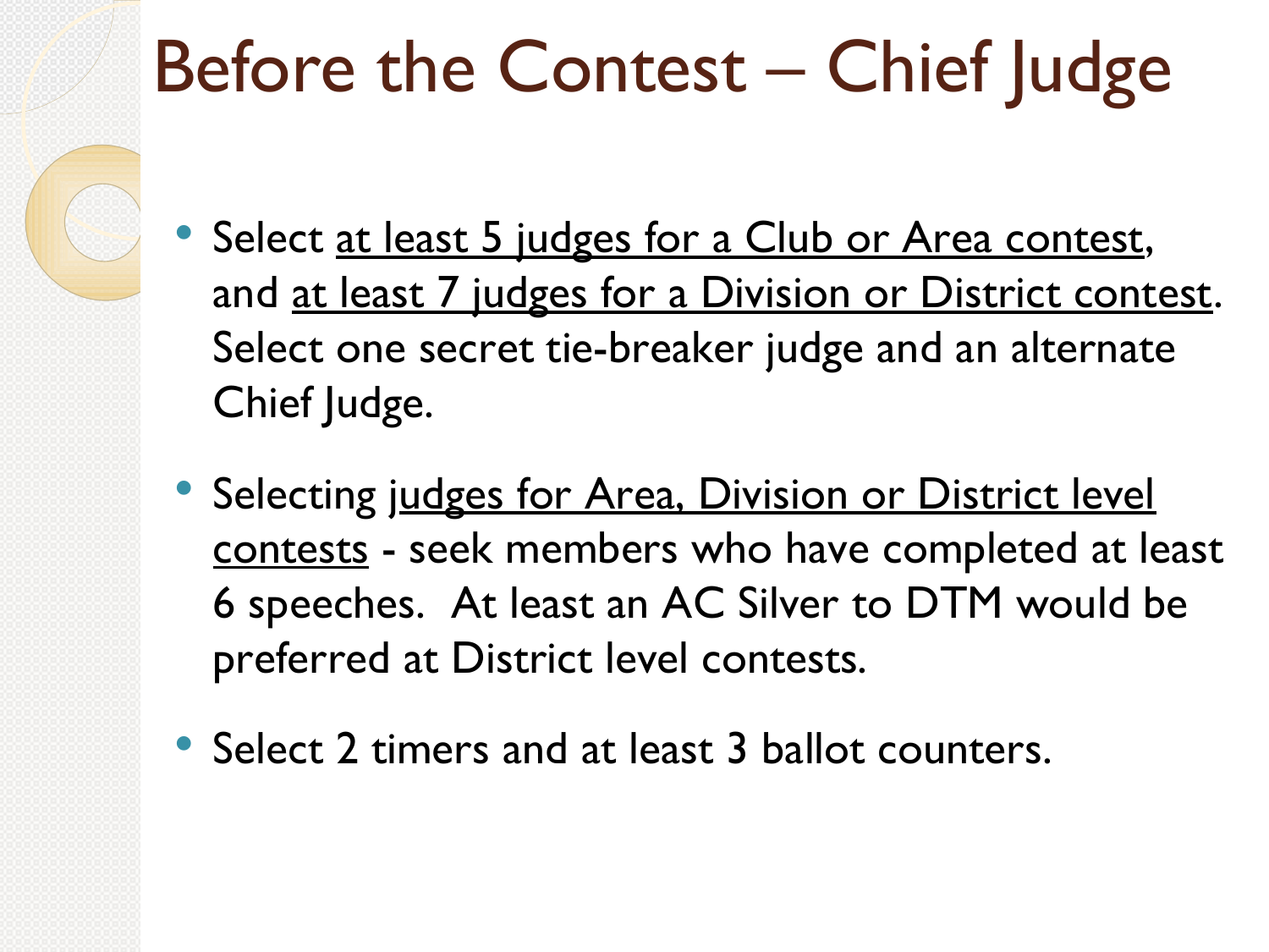# Before the Contest – Chief Judge

- Select <u>at least 5 judges for a Club or Area contest</u>, and <u>at least 7 judges for a Division or District contest</u>. Select one secret tie-breaker judge and an alternate Chief Judge.
- Selecting <u>judges for Area, Division or District level contests</u> - seek members who have completed at least 6 speeches. At least an AC Silver to DTM would be preferred at District level contests.
- Select 2 timers and at least 3 ballot counters.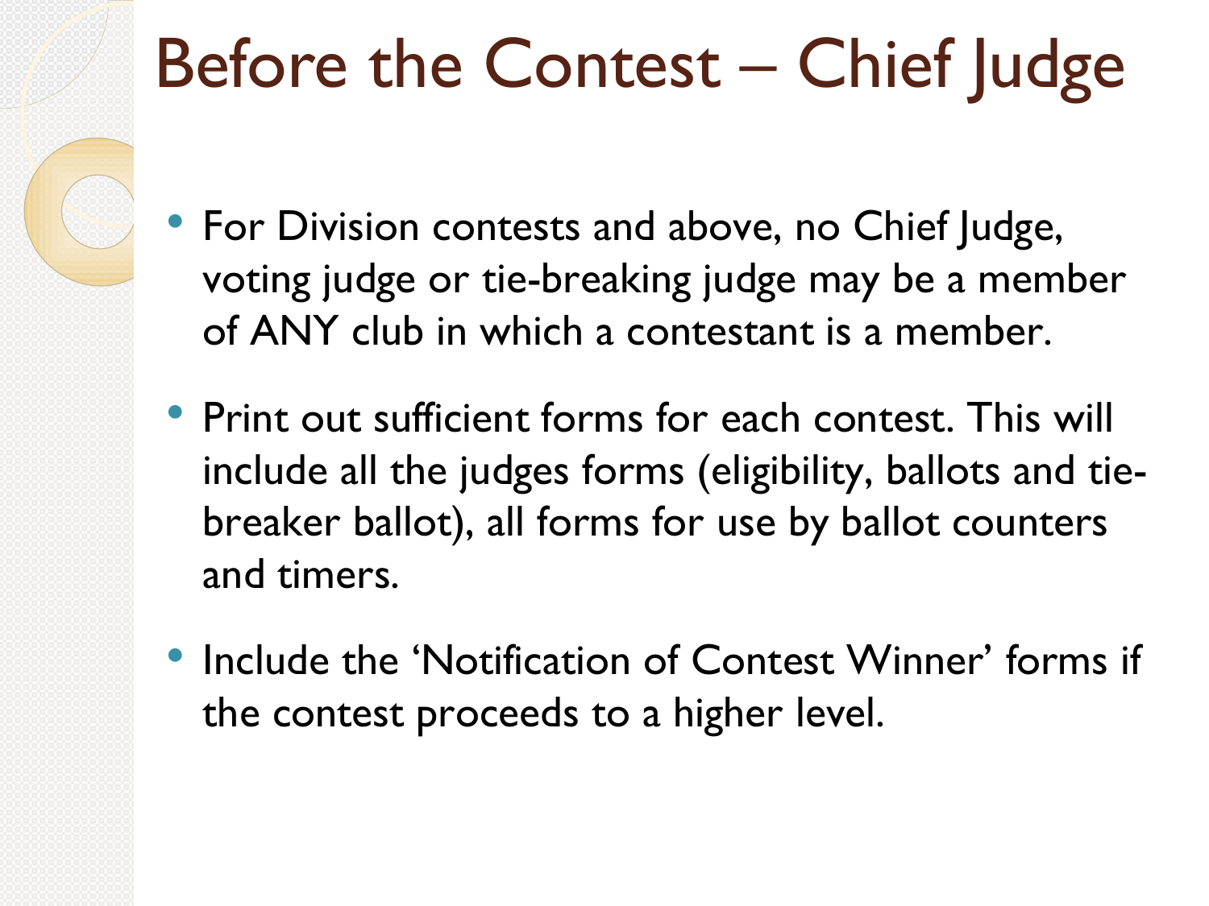# Before the Contest – Chief Judge

- For Division contests and above, no Chief Judge, voting judge or tie-breaking judge may be a member of ANY club in which a contestant is a member.
- Print out sufficient forms for each contest. This will include all the judges forms (eligibility, ballots and tie-breaker ballot), all forms for use by ballot counters and timers.
- Include the 'Notification of Contest Winner' forms if the contest proceeds to a higher level.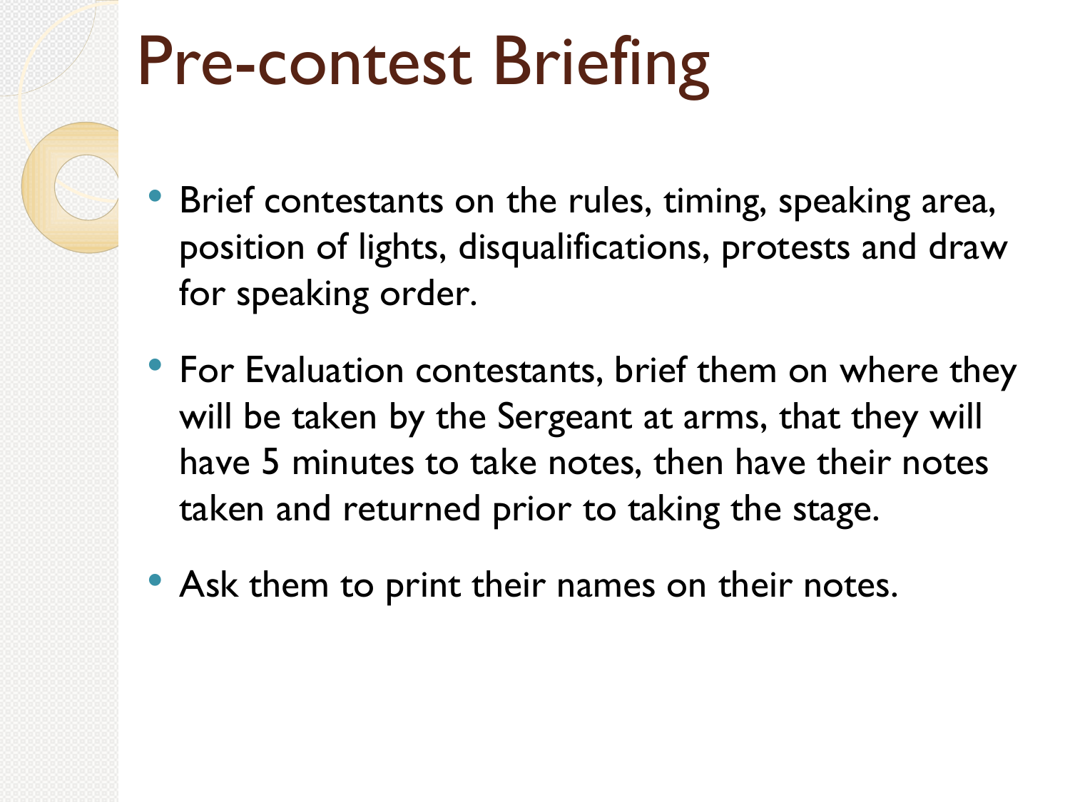# Pre-contest Briefing

- Brief contestants on the rules, timing, speaking area, position of lights, disqualifications, protests and draw for speaking order.
- For Evaluation contestants, brief them on where they will be taken by the Sergeant at arms, that they will have 5 minutes to take notes, then have their notes taken and returned prior to taking the stage.
- Ask them to print their names on their notes.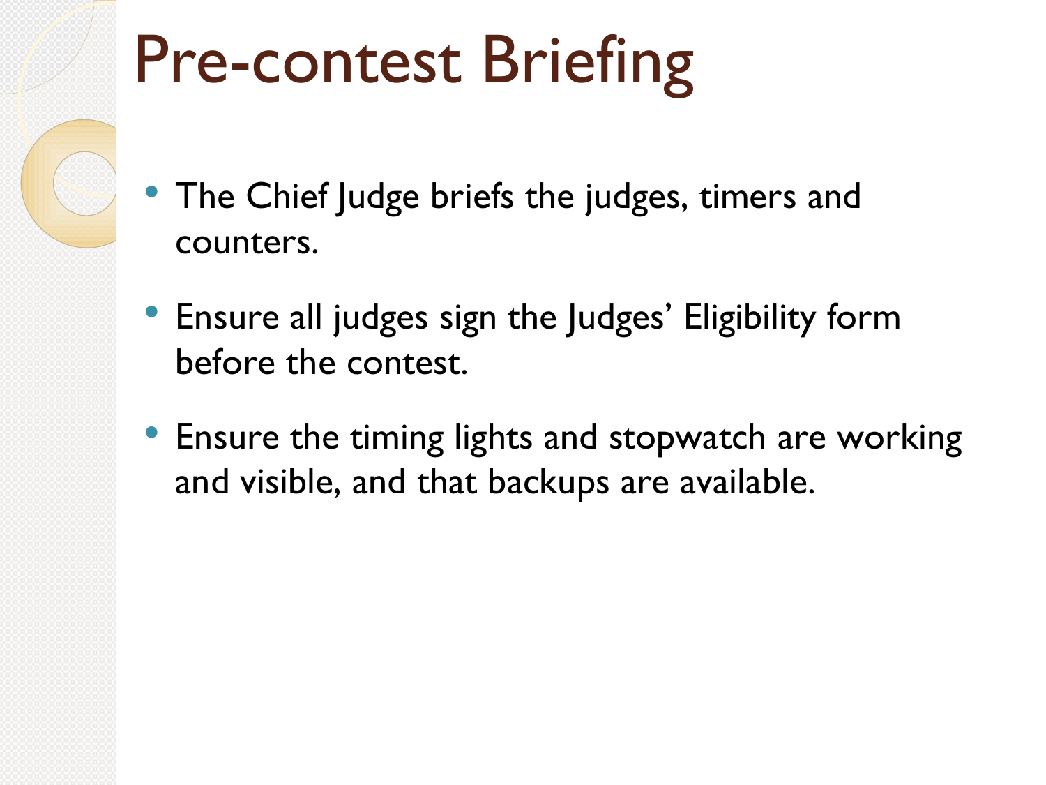# Pre-contest Briefing

- The Chief Judge briefs the judges, timers and counters.
- Ensure all judges sign the Judges' Eligibility form before the contest.
- Ensure the timing lights and stopwatch are working and visible, and that backups are available.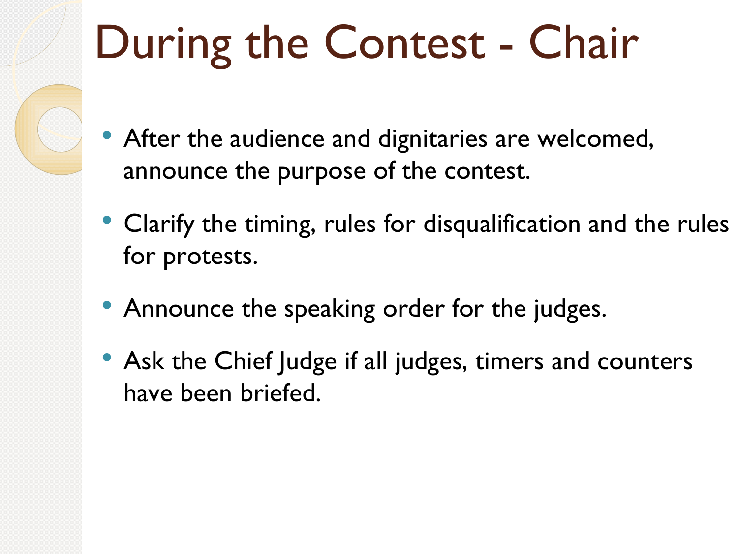# During the Contest - Chair

- After the audience and dignitaries are welcomed, announce the purpose of the contest.
- Clarify the timing, rules for disqualification and the rules for protests.
- Announce the speaking order for the judges.
- Ask the Chief Judge if all judges, timers and counters have been briefed.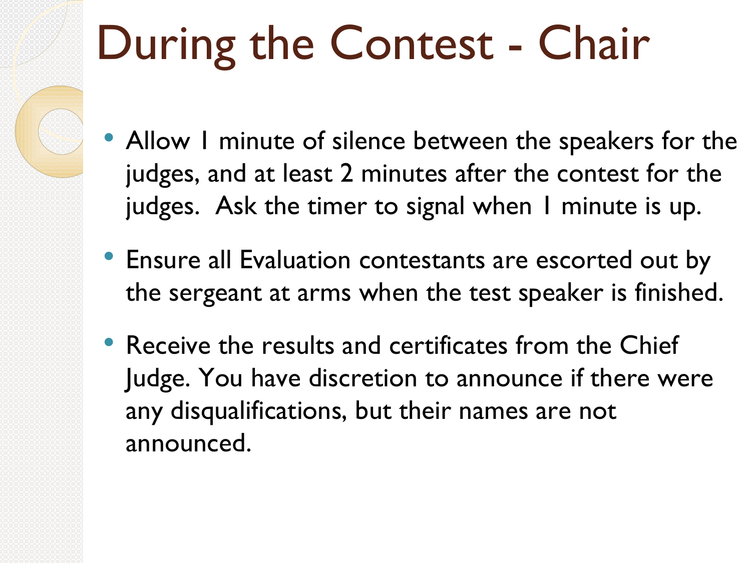# During the Contest - Chair

- Allow 1 minute of silence between the speakers for the judges, and at least 2 minutes after the contest for the judges. Ask the timer to signal when 1 minute is up.
- Ensure all Evaluation contestants are escorted out by the sergeant at arms when the test speaker is finished.
- Receive the results and certificates from the Chief Judge. You have discretion to announce if there were any disqualifications, but their names are not announced.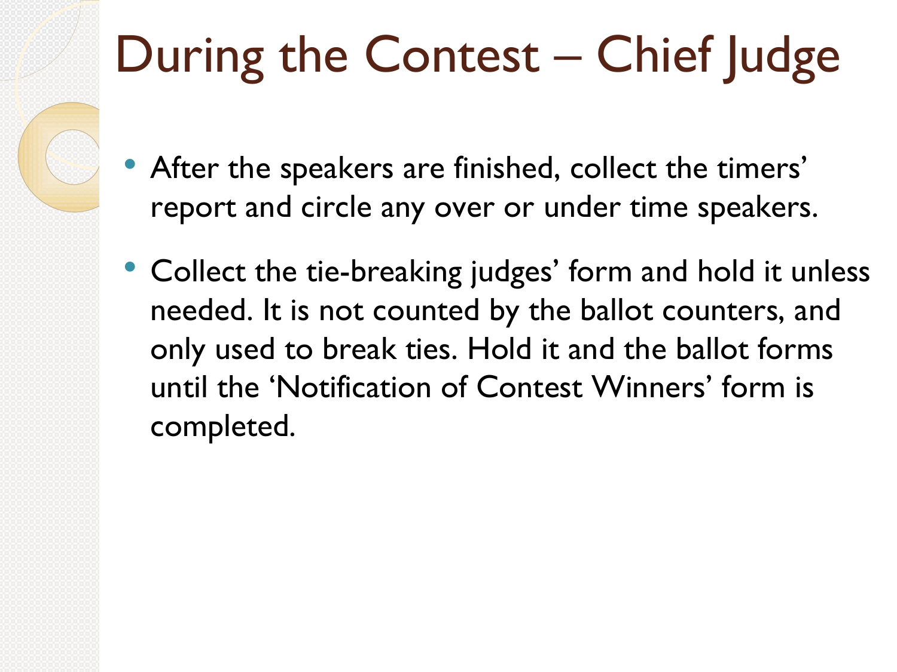# During the Contest – Chief Judge

- After the speakers are finished, collect the timers' report and circle any over or under time speakers.
- Collect the tie-breaking judges' form and hold it unless needed. It is not counted by the ballot counters, and only used to break ties. Hold it and the ballot forms until the 'Notification of Contest Winners' form is completed.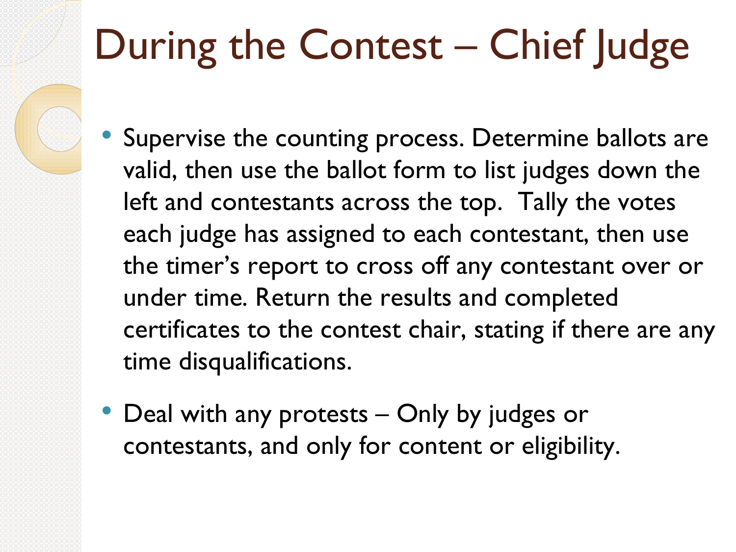# During the Contest – Chief Judge

- Supervise the counting process. Determine ballots are valid, then use the ballot form to list judges down the left and contestants across the top.  Tally the votes each judge has assigned to each contestant, then use the timer's report to cross off any contestant over or under time. Return the results and completed certificates to the contest chair, stating if there are any time disqualifications.
- Deal with any protests – Only by judges or contestants, and only for content or eligibility.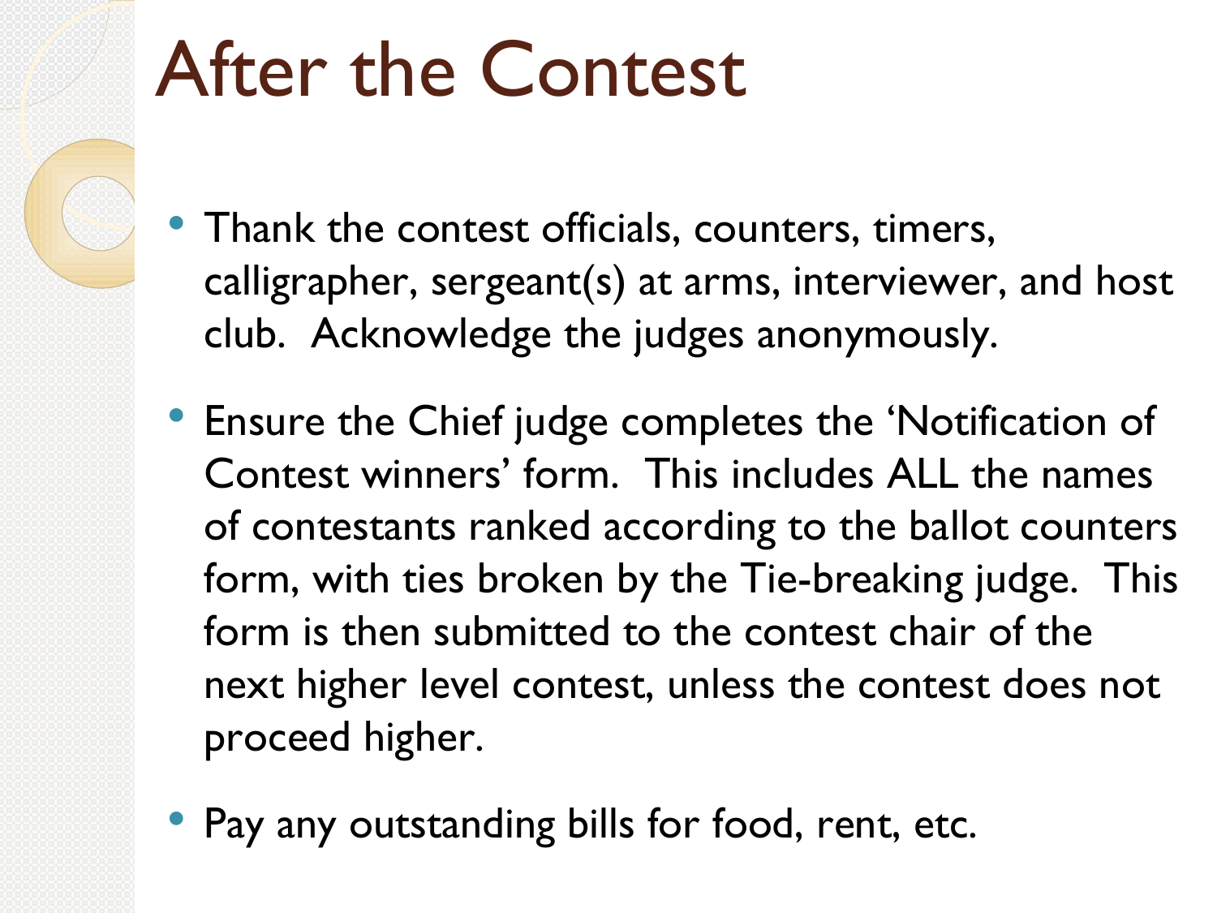# After the Contest

- Thank the contest officials, counters, timers, calligrapher, sergeant(s) at arms, interviewer, and host club. Acknowledge the judges anonymously.
- Ensure the Chief judge completes the 'Notification of Contest winners' form. This includes ALL the names of contestants ranked according to the ballot counters form, with ties broken by the Tie-breaking judge. This form is then submitted to the contest chair of the next higher level contest, unless the contest does not proceed higher.
- Pay any outstanding bills for food, rent, etc.